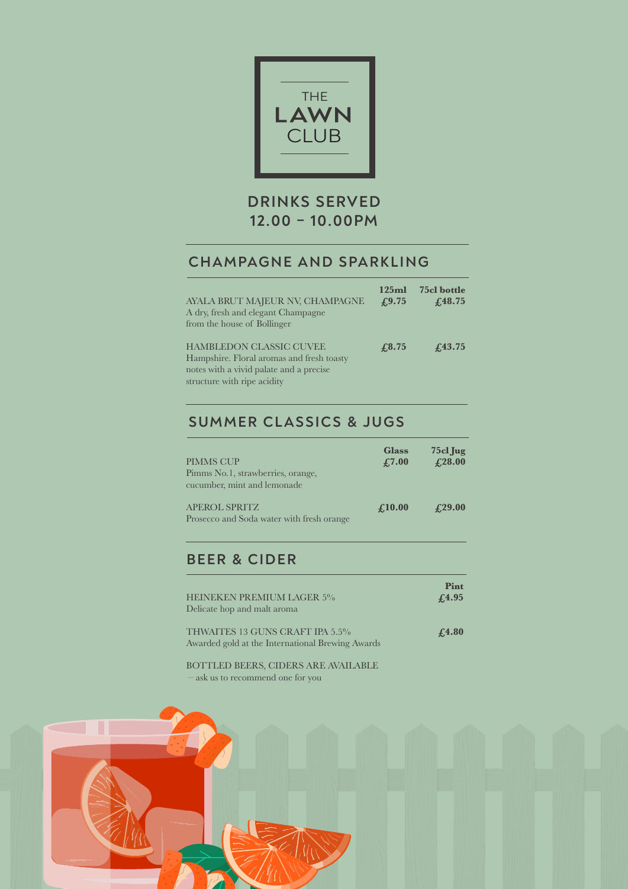# THE LAWN CLUB

## DRINKS SERVED 12.00 – 10.00PM

## CHAMPAGNE AND SPARKLING

| | 125ml | 75cl bottle |
|---|---|---|
| AYALA BRUT MAJEUR NV, CHAMPAGNE<br>A dry, fresh and elegant Champagne from the house of Bollinger | £9.75 | £48.75 |
| HAMBLEDON CLASSIC CUVEE<br>Hampshire. Floral aromas and fresh toasty notes with a vivid palate and a precise structure with ripe acidity | £8.75 | £43.75 |

## SUMMER CLASSICS & JUGS

| | Glass | 75cl Jug |
|---|---|---|
| PIMMS CUP<br>Pimms No.1, strawberries, orange, cucumber, mint and lemonade | £7.00 | £28.00 |
| APEROL SPRITZ<br>Prosecco and Soda water with fresh orange | £10.00 | £29.00 |

## BEER & CIDER

| | Pint |
|---|---|
| HEINEKEN PREMIUM LAGER 5%<br>Delicate hop and malt aroma | £4.95 |
| THWAITES 13 GUNS CRAFT IPA 5.5%<br>Awarded gold at the International Brewing Awards | £4.80 |

BOTTLED BEERS, CIDERS ARE AVAILABLE
– ask us to recommend one for you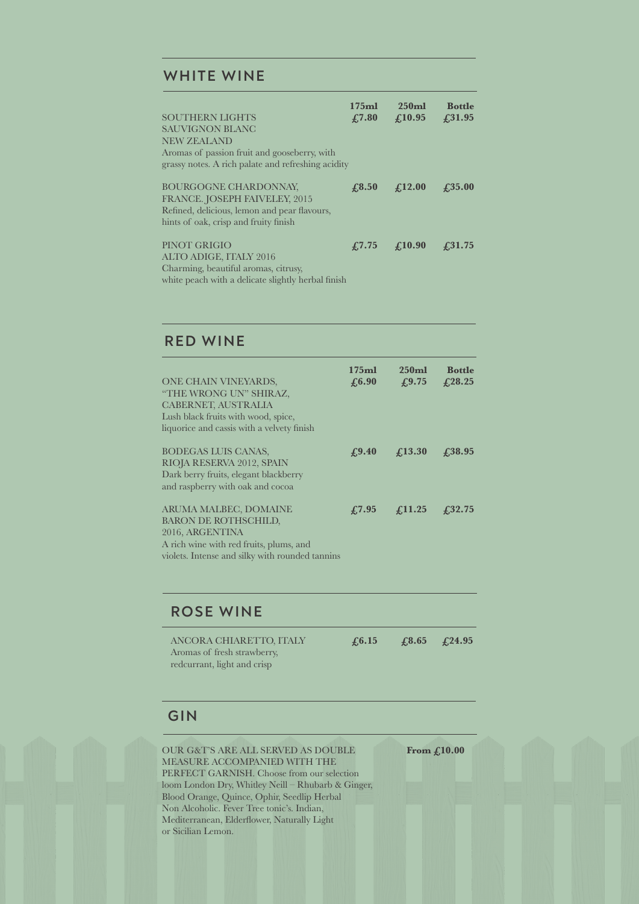## WHITE WINE

| | 175ml | 250ml | Bottle |
|---|---|---|---|
| SOUTHERN LIGHTS SAUVIGNON BLANC NEW ZEALAND<br>Aromas of passion fruit and gooseberry, with grassy notes. A rich palate and refreshing acidity | **£7.80** | **£10.95** | **£31.95** |
| BOURGOGNE CHARDONNAY, FRANCE, JOSEPH FAIVELEY, 2015<br>Refined, delicious, lemon and pear flavours, hints of oak, crisp and fruity finish | **£8.50** | **£12.00** | **£35.00** |
| PINOT GRIGIO ALTO ADIGE, ITALY 2016<br>Charming, beautiful aromas, citrusy, white peach with a delicate slightly herbal finish | **£7.75** | **£10.90** | **£31.75** |

## RED WINE

| | 175ml | 250ml | Bottle |
|---|---|---|---|
| ONE CHAIN VINEYARDS, "THE WRONG UN" SHIRAZ, CABERNET, AUSTRALIA<br>Lush black fruits with wood, spice, liquorice and cassis with a velvety finish | **£6.90** | **£9.75** | **£28.25** |
| BODEGAS LUIS CANAS, RIOJA RESERVA 2012, SPAIN<br>Dark berry fruits, elegant blackberry and raspberry with oak and cocoa | **£9.40** | **£13.30** | **£38.95** |
| ARUMA MALBEC, DOMAINE BARON DE ROTHSCHILD, 2016, ARGENTINA<br>A rich wine with red fruits, plums, and violets. Intense and silky with rounded tannins | **£7.95** | **£11.25** | **£32.75** |

## ROSE WINE

| | | | |
|---|---|---|---|
| ANCORA CHIARETTO, ITALY<br>Aromas of fresh strawberry, redcurrant, light and crisp | **£6.15** | **£8.65** | **£24.95** |

## GIN

OUR G&T'S ARE ALL SERVED AS DOUBLE MEASURE ACCOMPANIED WITH THE PERFECT GARNISH. Choose from our selection loom London Dry, Whitley Neill – Rhubarb & Ginger, Blood Orange, Quince, Ophir, Seedlip Herbal Non Alcoholic. Fever Tree tonic's. Indian, Mediterranean, Elderflower, Naturally Light or Sicilian Lemon.

**From £10.00**